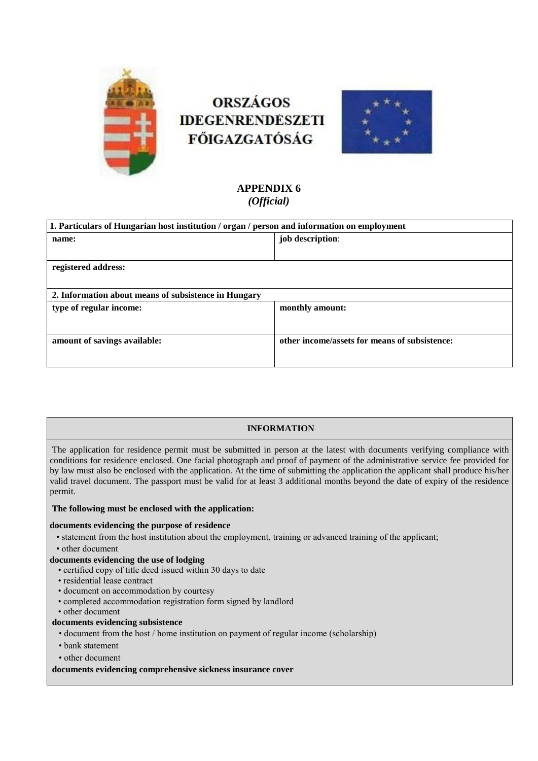**ORSZÁGOS IDEGENRENDÉSZETI FŐIGAZGATÓSÁG**

## APPENDIX 6
*(Official)*

| **1. Particulars of Hungarian host institution / organ / person and information on employment** | |
|---|---|
| **name:** | **job description**: |
| **registered address:** | |
| **2. Information about means of subsistence in Hungary** | |
| **type of regular income:** | **monthly amount:** |
| **amount of savings available:** | **other income/assets for means of subsistence:** |

**INFORMATION**

The application for residence permit must be submitted in person at the latest with documents verifying compliance with conditions for residence enclosed. One facial photograph and proof of payment of the administrative service fee provided for by law must also be enclosed with the application. At the time of submitting the application the applicant shall produce his/her valid travel document. The passport must be valid for at least 3 additional months beyond the date of expiry of the residence permit.

**The following must be enclosed with the application:**

**documents evidencing the purpose of residence**

- statement from the host institution about the employment, training or advanced training of the applicant;
- other document

**documents evidencing the use of lodging**

- certified copy of title deed issued within 30 days to date
- residential lease contract
- document on accommodation by courtesy
- completed accommodation registration form signed by landlord
- other document

**documents evidencing subsistence**

- document from the host / home institution on payment of regular income (scholarship)
- bank statement
- other document

**documents evidencing comprehensive sickness insurance cover**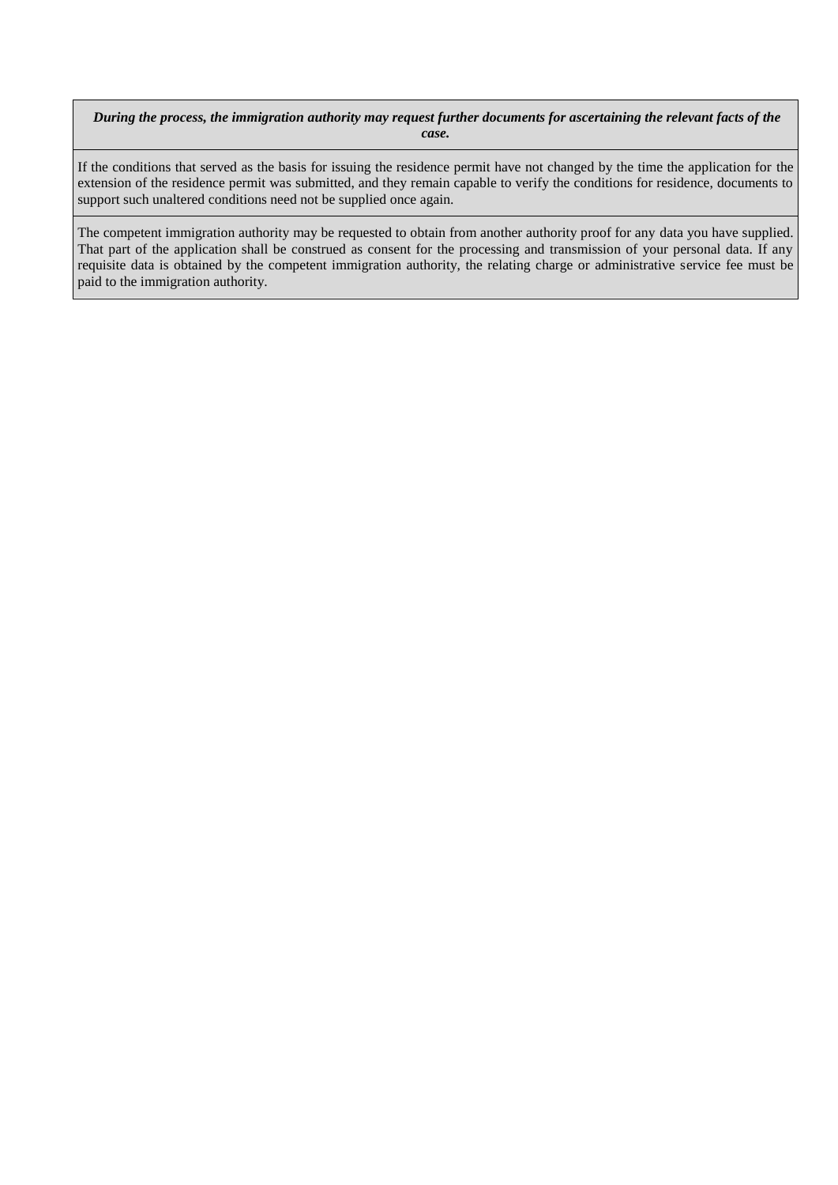***During the process, the immigration authority may request further documents for ascertaining the relevant facts of the case.***

If the conditions that served as the basis for issuing the residence permit have not changed by the time the application for the extension of the residence permit was submitted, and they remain capable to verify the conditions for residence, documents to support such unaltered conditions need not be supplied once again.

The competent immigration authority may be requested to obtain from another authority proof for any data you have supplied. That part of the application shall be construed as consent for the processing and transmission of your personal data. If any requisite data is obtained by the competent immigration authority, the relating charge or administrative service fee must be paid to the immigration authority.